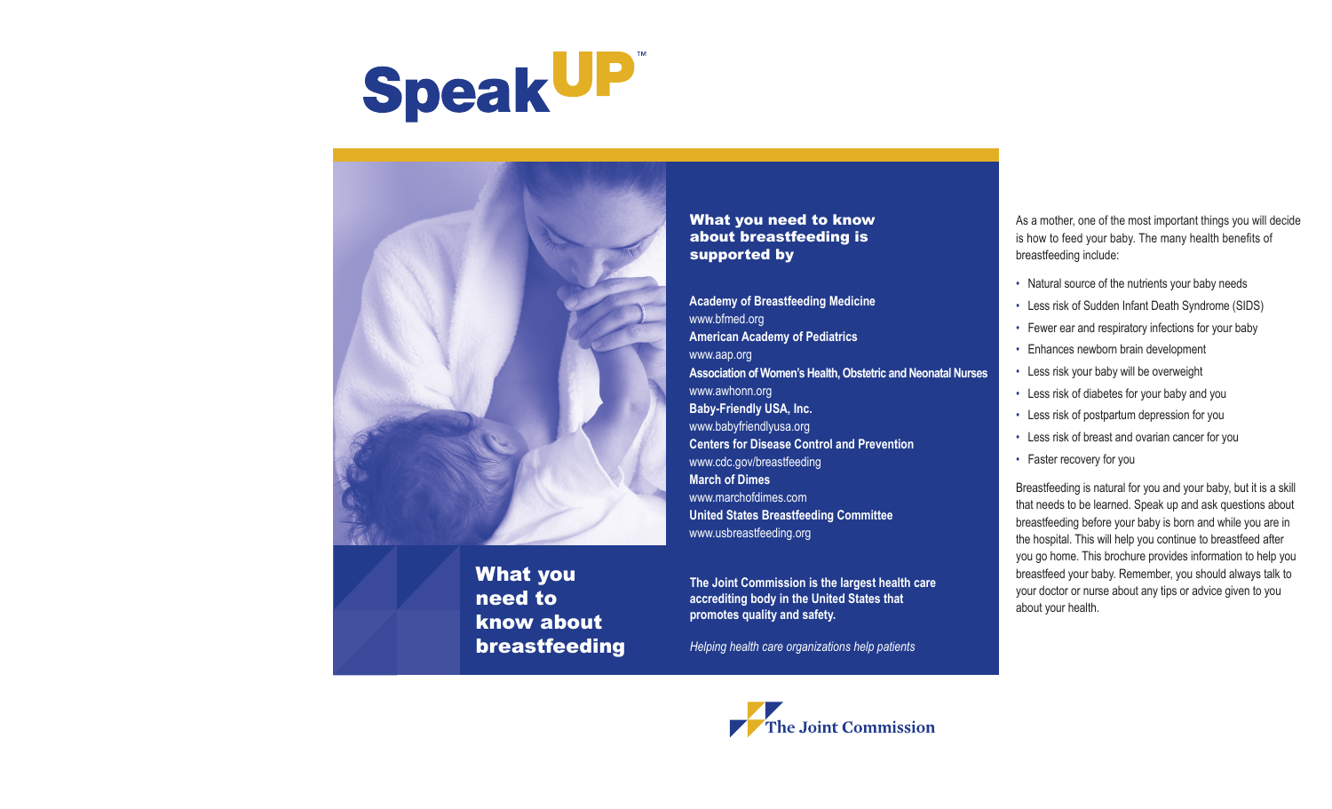# SpeakUP™

## What you need to know about breastfeeding

### What you need to know about breastfeeding is supported by

**Academy of Breastfeeding Medicine**
www.bfmed.org

**American Academy of Pediatrics**
www.aap.org

**Association of Women's Health, Obstetric and Neonatal Nurses**
www.awhonn.org

**Baby-Friendly USA, Inc.**
www.babyfriendlyusa.org

**Centers for Disease Control and Prevention**
www.cdc.gov/breastfeeding

**March of Dimes**
www.marchofdimes.com

**United States Breastfeeding Committee**
www.usbreastfeeding.org

**The Joint Commission is the largest health care accrediting body in the United States that promotes quality and safety.**

*Helping health care organizations help patients*

The Joint Commission

As a mother, one of the most important things you will decide is how to feed your baby. The many health benefits of breastfeeding include:

- Natural source of the nutrients your baby needs
- Less risk of Sudden Infant Death Syndrome (SIDS)
- Fewer ear and respiratory infections for your baby
- Enhances newborn brain development
- Less risk your baby will be overweight
- Less risk of diabetes for your baby and you
- Less risk of postpartum depression for you
- Less risk of breast and ovarian cancer for you
- Faster recovery for you

Breastfeeding is natural for you and your baby, but it is a skill that needs to be learned. Speak up and ask questions about breastfeeding before your baby is born and while you are in the hospital. This will help you continue to breastfeed after you go home. This brochure provides information to help you breastfeed your baby. Remember, you should always talk to your doctor or nurse about any tips or advice given to you about your health.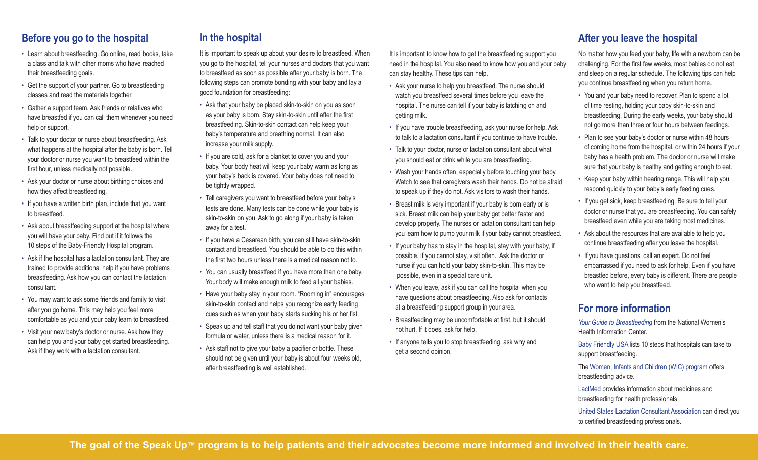## Before you go to the hospital

- Learn about breastfeeding. Go online, read books, take a class and talk with other moms who have reached their breastfeeding goals.
- Get the support of your partner. Go to breastfeeding classes and read the materials together.
- Gather a support team. Ask friends or relatives who have breastfed if you can call them whenever you need help or support.
- Talk to your doctor or nurse about breastfeeding. Ask what happens at the hospital after the baby is born. Tell your doctor or nurse you want to breastfeed within the first hour, unless medically not possible.
- Ask your doctor or nurse about birthing choices and how they affect breastfeeding.
- If you have a written birth plan, include that you want to breastfeed.
- Ask about breastfeeding support at the hospital where you will have your baby. Find out if it follows the 10 steps of the Baby-Friendly Hospital program.
- Ask if the hospital has a lactation consultant. They are trained to provide additional help if you have problems breastfeeding. Ask how you can contact the lactation consultant.
- You may want to ask some friends and family to visit after you go home. This may help you feel more comfortable as you and your baby learn to breastfeed.
- Visit your new baby's doctor or nurse. Ask how they can help you and your baby get started breastfeeding. Ask if they work with a lactation consultant.

## In the hospital

It is important to speak up about your desire to breastfeed. When you go to the hospital, tell your nurses and doctors that you want to breastfeed as soon as possible after your baby is born. The following steps can promote bonding with your baby and lay a good foundation for breastfeeding:

- Ask that your baby be placed skin-to-skin on you as soon as your baby is born. Stay skin-to-skin until after the first breastfeeding. Skin-to-skin contact can help keep your baby's temperature and breathing normal. It can also increase your milk supply.
- If you are cold, ask for a blanket to cover you and your baby. Your body heat will keep your baby warm as long as your baby's back is covered. Your baby does not need to be tightly wrapped.
- Tell caregivers you want to breastfeed before your baby's tests are done. Many tests can be done while your baby is skin-to-skin on you. Ask to go along if your baby is taken away for a test.
- If you have a Cesarean birth, you can still have skin-to-skin contact and breastfeed. You should be able to do this within the first two hours unless there is a medical reason not to.
- You can usually breastfeed if you have more than one baby. Your body will make enough milk to feed all your babies.
- Have your baby stay in your room. "Rooming in" encourages skin-to-skin contact and helps you recognize early feeding cues such as when your baby starts sucking his or her fist.
- Speak up and tell staff that you do not want your baby given formula or water, unless there is a medical reason for it.
- Ask staff not to give your baby a pacifier or bottle. These should not be given until your baby is about four weeks old, after breastfeeding is well established.

It is important to know how to get the breastfeeding support you need in the hospital. You also need to know how you and your baby can stay healthy. These tips can help.

- Ask your nurse to help you breastfeed. The nurse should watch you breastfeed several times before you leave the hospital. The nurse can tell if your baby is latching on and getting milk.
- If you have trouble breastfeeding, ask your nurse for help. Ask to talk to a lactation consultant if you continue to have trouble.
- Talk to your doctor, nurse or lactation consultant about what you should eat or drink while you are breastfeeding.
- Wash your hands often, especially before touching your baby. Watch to see that caregivers wash their hands. Do not be afraid to speak up if they do not. Ask visitors to wash their hands.
- Breast milk is very important if your baby is born early or is sick. Breast milk can help your baby get better faster and develop properly. The nurses or lactation consultant can help you learn how to pump your milk if your baby cannot breastfeed.
- If your baby has to stay in the hospital, stay with your baby, if possible. If you cannot stay, visit often. Ask the doctor or nurse if you can hold your baby skin-to-skin. This may be possible, even in a special care unit.
- When you leave, ask if you can call the hospital when you have questions about breastfeeding. Also ask for contacts at a breastfeeding support group in your area.
- Breastfeeding may be uncomfortable at first, but it should not hurt. If it does, ask for help.
- If anyone tells you to stop breastfeeding, ask why and get a second opinion.

## After you leave the hospital

No matter how you feed your baby, life with a newborn can be challenging. For the first few weeks, most babies do not eat and sleep on a regular schedule. The following tips can help you continue breastfeeding when you return home.

- You and your baby need to recover. Plan to spend a lot of time resting, holding your baby skin-to-skin and breastfeeding. During the early weeks, your baby should not go more than three or four hours between feedings.
- Plan to see your baby's doctor or nurse within 48 hours of coming home from the hospital, or within 24 hours if your baby has a health problem. The doctor or nurse will make sure that your baby is healthy and getting enough to eat.
- Keep your baby within hearing range. This will help you respond quickly to your baby's early feeding cues.
- If you get sick, keep breastfeeding. Be sure to tell your doctor or nurse that you are breastfeeding. You can safely breastfeed even while you are taking most medicines.
- Ask about the resources that are available to help you continue breastfeeding after you leave the hospital.
- If you have questions, call an expert. Do not feel embarrassed if you need to ask for help. Even if you have breastfed before, every baby is different. There are people who want to help you breastfeed.

## For more information

*Your Guide to Breastfeeding* from the National Women's Health Information Center.

Baby Friendly USA lists 10 steps that hospitals can take to support breastfeeding.

The Women, Infants and Children (WIC) program offers breastfeeding advice.

LactMed provides information about medicines and breastfeeding for health professionals.

United States Lactation Consultant Association can direct you to certified breastfeeding professionals.

**The goal of the Speak Up™ program is to help patients and their advocates become more informed and involved in their health care.**